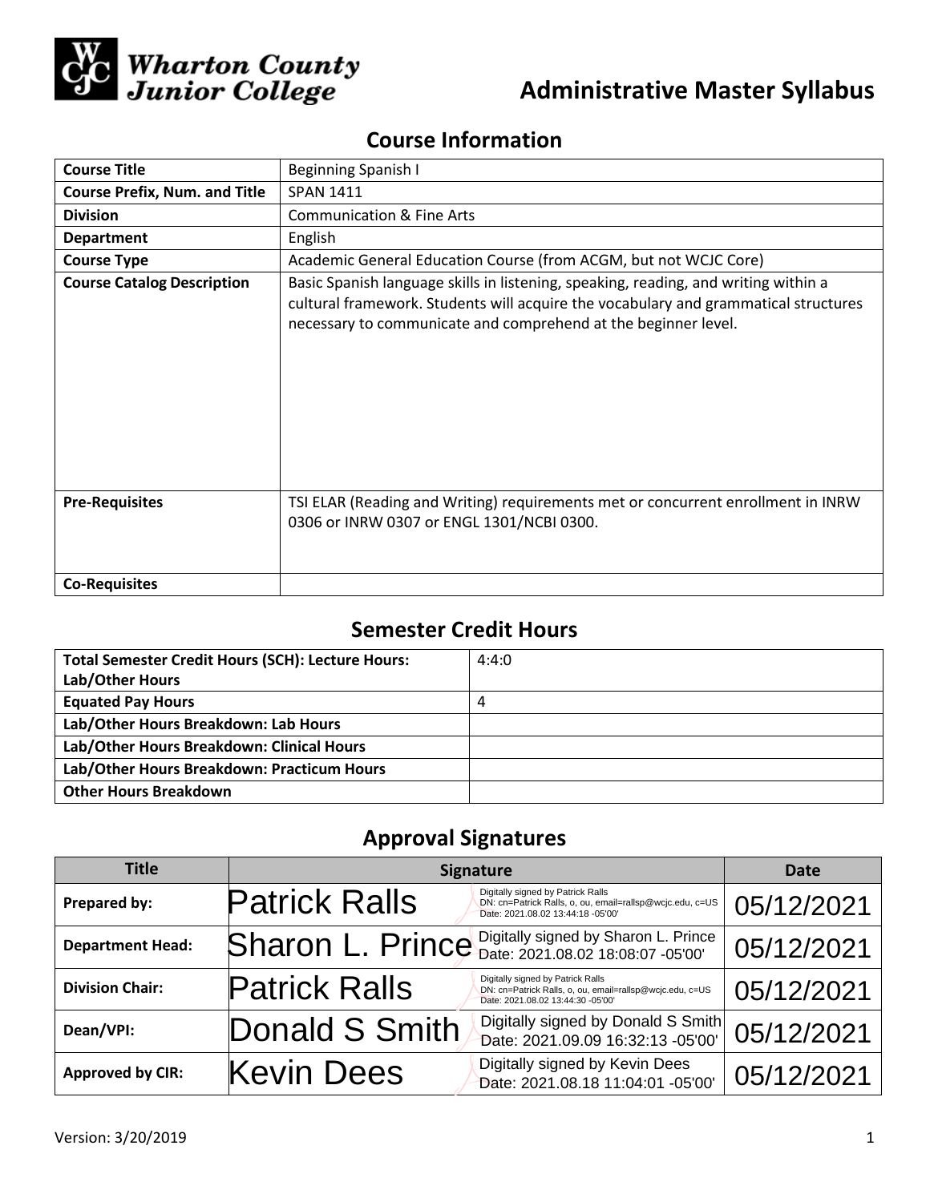# Wharton County Junior College

## Administrative Master Syllabus

## Course Information

| Course Title | Beginning Spanish I |
|---|---|
| Course Prefix, Num. and Title | SPAN 1411 |
| Division | Communication & Fine Arts |
| Department | English |
| Course Type | Academic General Education Course (from ACGM, but not WCJC Core) |
| Course Catalog Description | Basic Spanish language skills in listening, speaking, reading, and writing within a cultural framework. Students will acquire the vocabulary and grammatical structures necessary to communicate and comprehend at the beginner level. |
| Pre-Requisites | TSI ELAR (Reading and Writing) requirements met or concurrent enrollment in INRW 0306 or INRW 0307 or ENGL 1301/NCBI 0300. |
| Co-Requisites | |

## Semester Credit Hours

| Total Semester Credit Hours (SCH): Lecture Hours: Lab/Other Hours | 4:4:0 |
|---|---|
| Equated Pay Hours | 4 |
| Lab/Other Hours Breakdown: Lab Hours | |
| Lab/Other Hours Breakdown: Clinical Hours | |
| Lab/Other Hours Breakdown: Practicum Hours | |
| Other Hours Breakdown | |

## Approval Signatures

| Title | Signature | Date |
|---|---|---|
| Prepared by: | Patrick Ralls (Digitally signed by Patrick Ralls DN: cn=Patrick Ralls, o, ou, email=rallsp@wcjc.edu, c=US Date: 2021.08.02 13:44:18 -05'00') | 05/12/2021 |
| Department Head: | Sharon L. Prince (Digitally signed by Sharon L. Prince Date: 2021.08.02 18:08:07 -05'00') | 05/12/2021 |
| Division Chair: | Patrick Ralls (Digitally signed by Patrick Ralls DN: cn=Patrick Ralls, o, ou, email=rallsp@wcjc.edu, c=US Date: 2021.08.02 13:44:30 -05'00') | 05/12/2021 |
| Dean/VPI: | Donald S Smith (Digitally signed by Donald S Smith Date: 2021.09.09 16:32:13 -05'00') | 05/12/2021 |
| Approved by CIR: | Kevin Dees (Digitally signed by Kevin Dees Date: 2021.08.18 11:04:01 -05'00') | 05/12/2021 |

Version: 3/20/2019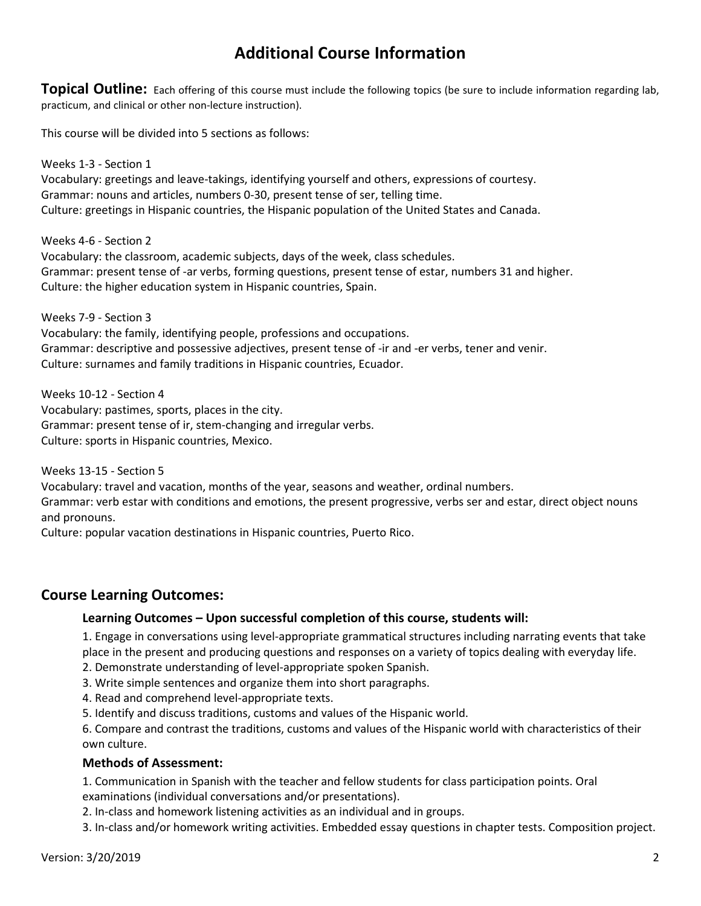# Additional Course Information

**Topical Outline:** Each offering of this course must include the following topics (be sure to include information regarding lab, practicum, and clinical or other non-lecture instruction).

This course will be divided into 5 sections as follows:

Weeks 1-3 - Section 1
Vocabulary: greetings and leave-takings, identifying yourself and others, expressions of courtesy.
Grammar: nouns and articles, numbers 0-30, present tense of ser, telling time.
Culture: greetings in Hispanic countries, the Hispanic population of the United States and Canada.

Weeks 4-6 - Section 2
Vocabulary: the classroom, academic subjects, days of the week, class schedules.
Grammar: present tense of -ar verbs, forming questions, present tense of estar, numbers 31 and higher.
Culture: the higher education system in Hispanic countries, Spain.

Weeks 7-9 - Section 3
Vocabulary: the family, identifying people, professions and occupations.
Grammar: descriptive and possessive adjectives, present tense of -ir and -er verbs, tener and venir.
Culture: surnames and family traditions in Hispanic countries, Ecuador.

Weeks 10-12 - Section 4
Vocabulary: pastimes, sports, places in the city.
Grammar: present tense of ir, stem-changing and irregular verbs.
Culture: sports in Hispanic countries, Mexico.

Weeks 13-15 - Section 5
Vocabulary: travel and vacation, months of the year, seasons and weather, ordinal numbers.
Grammar: verb estar with conditions and emotions, the present progressive, verbs ser and estar, direct object nouns and pronouns.
Culture: popular vacation destinations in Hispanic countries, Puerto Rico.

## Course Learning Outcomes:

### Learning Outcomes – Upon successful completion of this course, students will:

1. Engage in conversations using level-appropriate grammatical structures including narrating events that take place in the present and producing questions and responses on a variety of topics dealing with everyday life.
2. Demonstrate understanding of level-appropriate spoken Spanish.
3. Write simple sentences and organize them into short paragraphs.
4. Read and comprehend level-appropriate texts.
5. Identify and discuss traditions, customs and values of the Hispanic world.
6. Compare and contrast the traditions, customs and values of the Hispanic world with characteristics of their own culture.

### Methods of Assessment:

1. Communication in Spanish with the teacher and fellow students for class participation points. Oral examinations (individual conversations and/or presentations).
2. In-class and homework listening activities as an individual and in groups.
3. In-class and/or homework writing activities. Embedded essay questions in chapter tests. Composition project.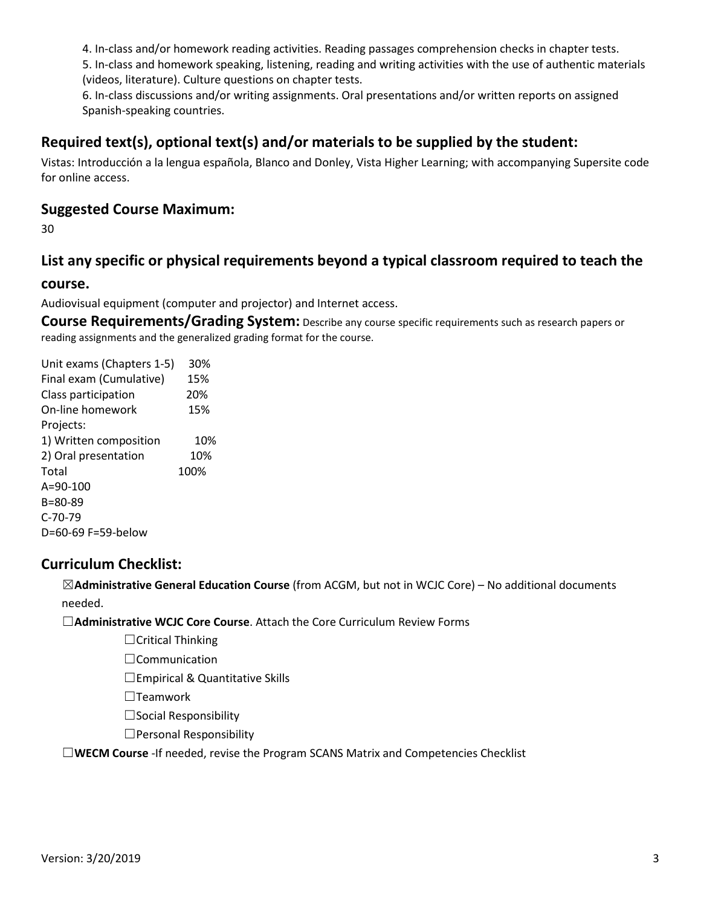4. In-class and/or homework reading activities. Reading passages comprehension checks in chapter tests.
5. In-class and homework speaking, listening, reading and writing activities with the use of authentic materials (videos, literature). Culture questions on chapter tests.
6. In-class discussions and/or writing assignments. Oral presentations and/or written reports on assigned Spanish-speaking countries.

## Required text(s), optional text(s) and/or materials to be supplied by the student:

Vistas: Introducción a la lengua española, Blanco and Donley, Vista Higher Learning; with accompanying Supersite code for online access.

## Suggested Course Maximum:

30

## List any specific or physical requirements beyond a typical classroom required to teach the course.

Audiovisual equipment (computer and projector) and Internet access.

**Course Requirements/Grading System:** Describe any course specific requirements such as research papers or reading assignments and the generalized grading format for the course.

| | |
|---|---|
| Unit exams (Chapters 1-5) | 30% |
| Final exam (Cumulative) | 15% |
| Class participation | 20% |
| On-line homework | 15% |
| Projects: | |
| 1) Written composition | 10% |
| 2) Oral presentation | 10% |
| Total | 100% |

A=90-100
B=80-89
C-70-79
D=60-69 F=59-below

## Curriculum Checklist:

☒**Administrative General Education Course** (from ACGM, but not in WCJC Core) – No additional documents needed.

☐**Administrative WCJC Core Course**. Attach the Core Curriculum Review Forms

- ☐Critical Thinking
- ☐Communication
- ☐Empirical & Quantitative Skills
- ☐Teamwork
- ☐Social Responsibility
- ☐Personal Responsibility

☐**WECM Course** -If needed, revise the Program SCANS Matrix and Competencies Checklist